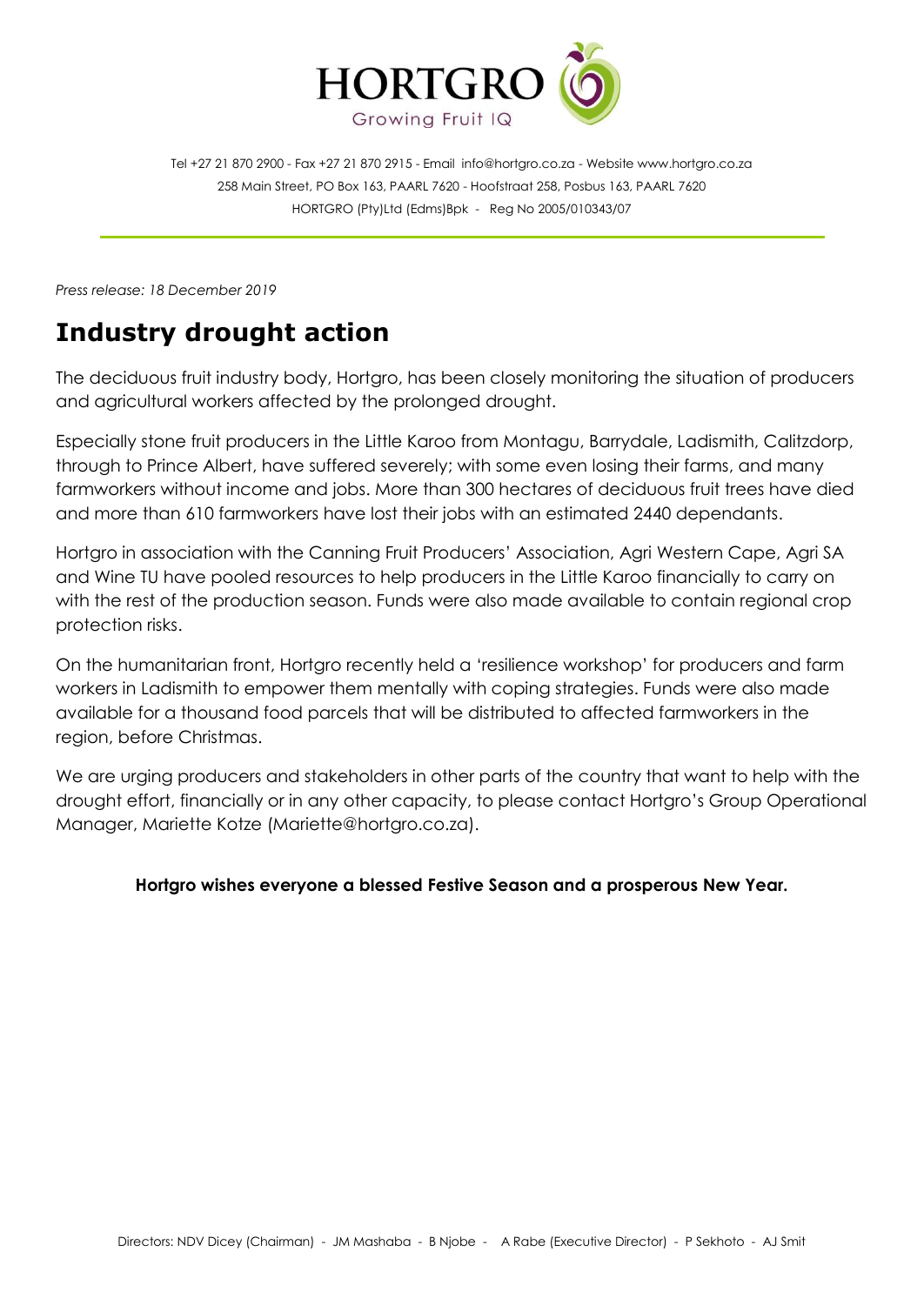HORTGRO
Growing Fruit IQ

Tel +27 21 870 2900 - Fax +27 21 870 2915 - Email info@hortgro.co.za - Website www.hortgro.co.za
258 Main Street, PO Box 163, PAARL 7620 - Hoofstraat 258, Posbus 163, PAARL 7620
HORTGRO (Pty)Ltd (Edms)Bpk - Reg No 2005/010343/07

*Press release: 18 December 2019*

# Industry drought action

The deciduous fruit industry body, Hortgro, has been closely monitoring the situation of producers and agricultural workers affected by the prolonged drought.

Especially stone fruit producers in the Little Karoo from Montagu, Barrydale, Ladismith, Calitzdorp, through to Prince Albert, have suffered severely; with some even losing their farms, and many farmworkers without income and jobs. More than 300 hectares of deciduous fruit trees have died and more than 610 farmworkers have lost their jobs with an estimated 2440 dependants.

Hortgro in association with the Canning Fruit Producers' Association, Agri Western Cape, Agri SA and Wine TU have pooled resources to help producers in the Little Karoo financially to carry on with the rest of the production season. Funds were also made available to contain regional crop protection risks.

On the humanitarian front, Hortgro recently held a 'resilience workshop' for producers and farm workers in Ladismith to empower them mentally with coping strategies. Funds were also made available for a thousand food parcels that will be distributed to affected farmworkers in the region, before Christmas.

We are urging producers and stakeholders in other parts of the country that want to help with the drought effort, financially or in any other capacity, to please contact Hortgro's Group Operational Manager, Mariette Kotze (Mariette@hortgro.co.za).

**Hortgro wishes everyone a blessed Festive Season and a prosperous New Year.**

Directors: NDV Dicey (Chairman) - JM Mashaba - B Njobe - A Rabe (Executive Director) - P Sekhoto - AJ Smit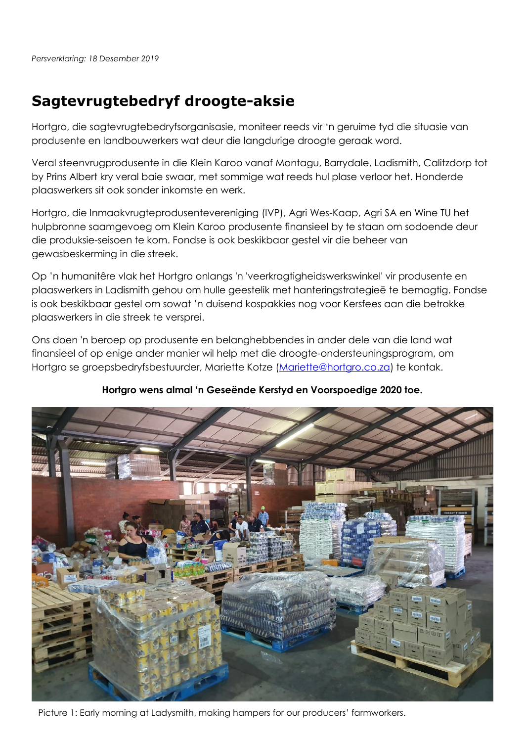*Persverklaring: 18 Desember 2019*

# Sagtevrugtebedryf droogte-aksie

Hortgro, die sagtevrugtebedryfsorganisasie, moniteer reeds vir 'n geruime tyd die situasie van produsente en landbouwerkers wat deur die langdurige droogte geraak word.

Veral steenvrugprodusente in die Klein Karoo vanaf Montagu, Barrydale, Ladismith, Calitzdorp tot by Prins Albert kry veral baie swaar, met sommige wat reeds hul plase verloor het. Honderde plaaswerkers sit ook sonder inkomste en werk.

Hortgro, die Inmaakvrugteprodusentevereniging (IVP), Agri Wes-Kaap, Agri SA en Wine TU het hulpbronne saamgevoeg om Klein Karoo produsente finansieel by te staan om sodoende deur die produksie-seisoen te kom. Fondse is ook beskikbaar gestel vir die beheer van gewasbeskerming in die streek.

Op 'n humanitêre vlak het Hortgro onlangs 'n 'veerkragtigheidswerkswinkel' vir produsente en plaaswerkers in Ladismith gehou om hulle geestelik met hanteringstrategieë te bemagtig. Fondse is ook beskikbaar gestel om sowat 'n duisend kospakkies nog voor Kersfees aan die betrokke plaaswerkers in die streek te versprei.

Ons doen 'n beroep op produsente en belanghebbendes in ander dele van die land wat finansieel of op enige ander manier wil help met die droogte-ondersteuningsprogram, om Hortgro se groepsbedryfsbestuurder, Mariette Kotze ([Mariette@hortgro.co.za](mailto:Mariette@hortgro.co.za)) te kontak.

**Hortgro wens almal 'n Geseënde Kerstyd en Voorspoedige 2020 toe.**

Picture 1: Early morning at Ladysmith, making hampers for our producers' farmworkers.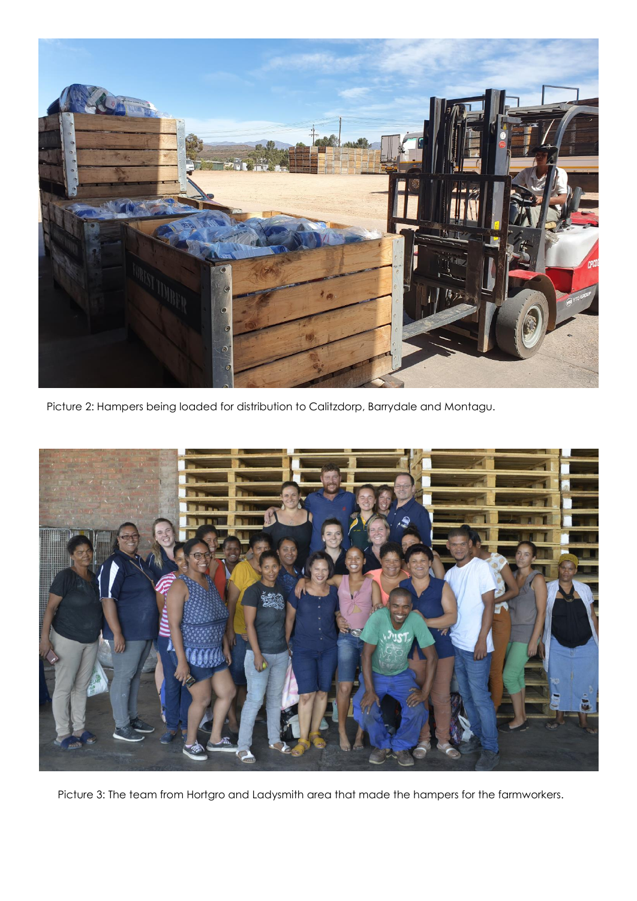Picture 2: Hampers being loaded for distribution to Calitzdorp, Barrydale and Montagu.

Picture 3: The team from Hortgro and Ladysmith area that made the hampers for the farmworkers.